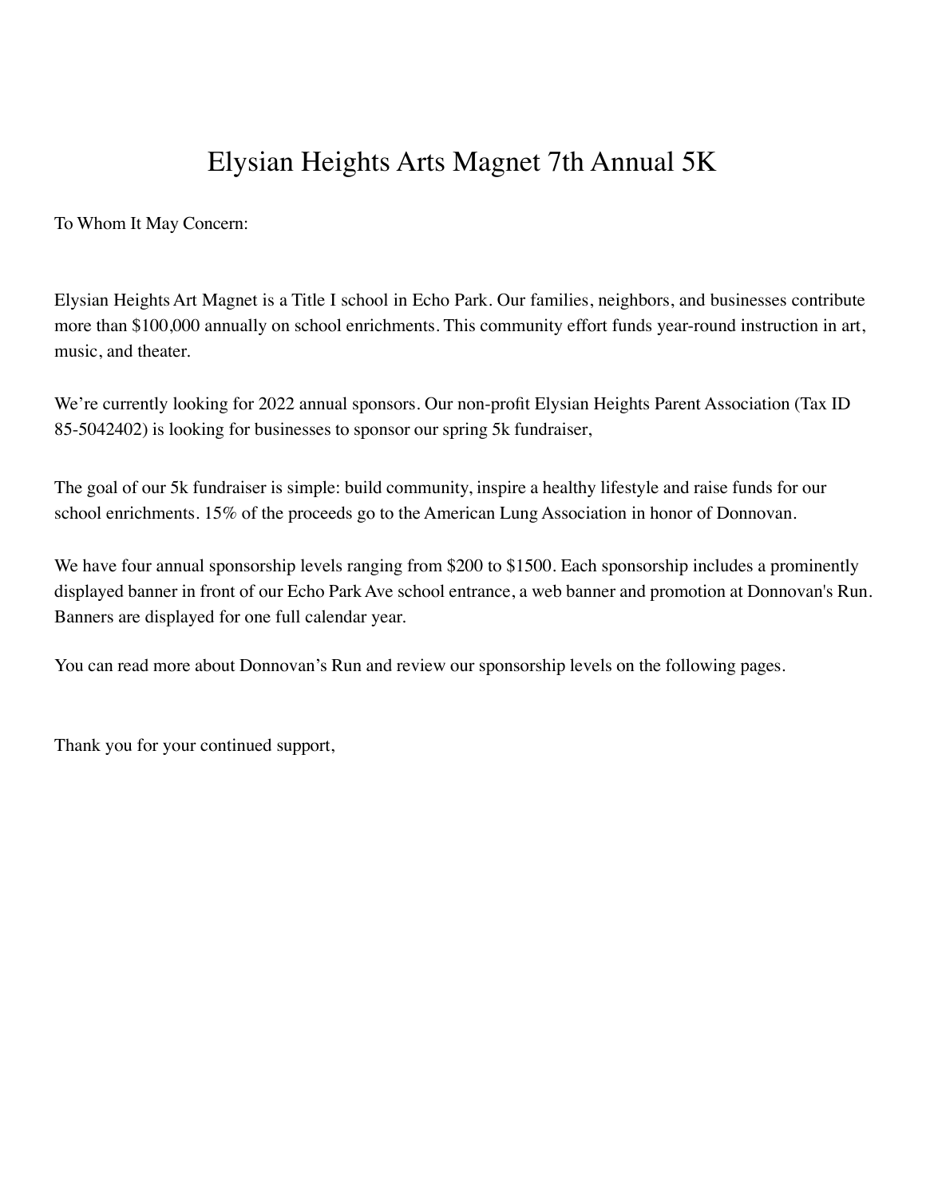# Elysian Heights Arts Magnet 7th Annual 5K

To Whom It May Concern:

Elysian Heights Art Magnet is a Title I school in Echo Park. Our families, neighbors, and businesses contribute more than $100,000 annually on school enrichments. This community effort funds year-round instruction in art, music, and theater.

We're currently looking for 2022 annual sponsors. Our non-profit Elysian Heights Parent Association (Tax ID 85-5042402) is looking for businesses to sponsor our spring 5k fundraiser,

The goal of our 5k fundraiser is simple: build community, inspire a healthy lifestyle and raise funds for our school enrichments. 15% of the proceeds go to the American Lung Association in honor of Donnovan.

We have four annual sponsorship levels ranging from $200 to $1500. Each sponsorship includes a prominently displayed banner in front of our Echo Park Ave school entrance, a web banner and promotion at Donnovan's Run. Banners are displayed for one full calendar year.

You can read more about Donnovan's Run and review our sponsorship levels on the following pages.

Thank you for your continued support,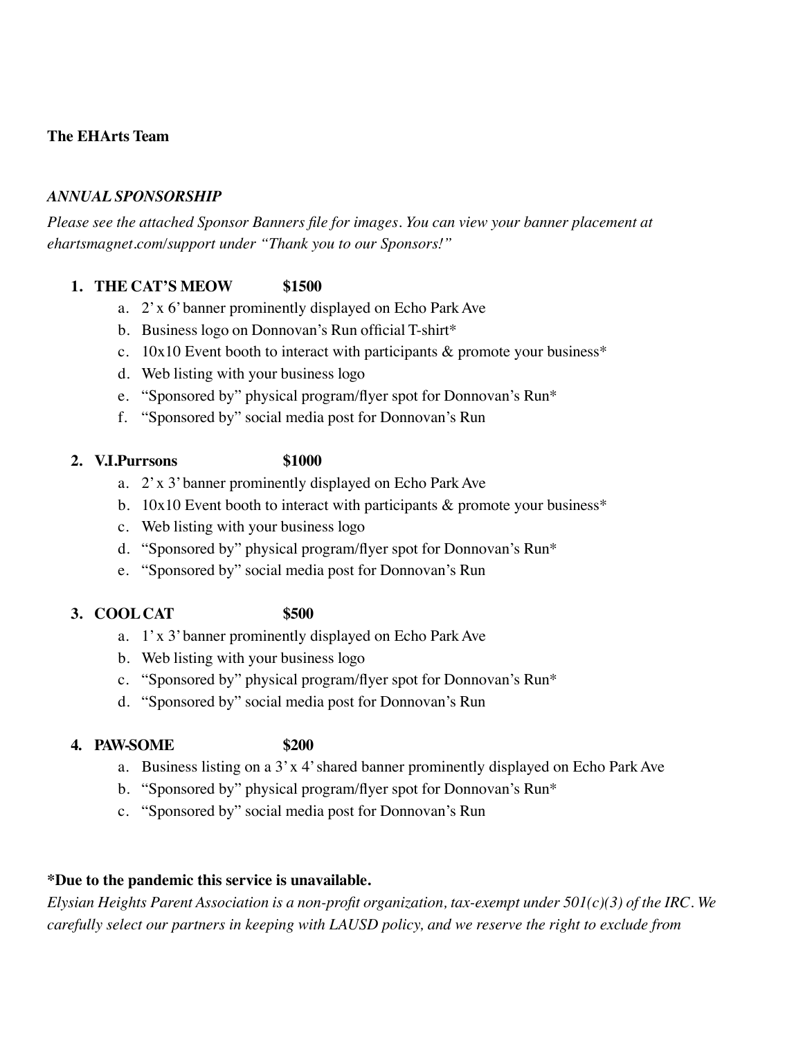**The EHArts Team**

***ANNUAL SPONSORSHIP***

*Please see the attached Sponsor Banners file for images. You can view your banner placement at ehartsmagnet.com/support under "Thank you to our Sponsors!"*

1. **THE CAT'S MEOW $1500**
   a. 2' x 6' banner prominently displayed on Echo Park Ave
   b. Business logo on Donnovan's Run official T-shirt*
   c. 10x10 Event booth to interact with participants & promote your business*
   d. Web listing with your business logo
   e. "Sponsored by" physical program/flyer spot for Donnovan's Run*
   f. "Sponsored by" social media post for Donnovan's Run

2. **V.I.Purrsons $1000**
   a. 2' x 3' banner prominently displayed on Echo Park Ave
   b. 10x10 Event booth to interact with participants & promote your business*
   c. Web listing with your business logo
   d. "Sponsored by" physical program/flyer spot for Donnovan's Run*
   e. "Sponsored by" social media post for Donnovan's Run

3. **COOL CAT $500**
   a. 1' x 3' banner prominently displayed on Echo Park Ave
   b. Web listing with your business logo
   c. "Sponsored by" physical program/flyer spot for Donnovan's Run*
   d. "Sponsored by" social media post for Donnovan's Run

4. **PAW-SOME $200**
   a. Business listing on a 3' x 4' shared banner prominently displayed on Echo Park Ave
   b. "Sponsored by" physical program/flyer spot for Donnovan's Run*
   c. "Sponsored by" social media post for Donnovan's Run

**\*Due to the pandemic this service is unavailable.**

*Elysian Heights Parent Association is a non-profit organization, tax-exempt under 501(c)(3) of the IRC. We carefully select our partners in keeping with LAUSD policy, and we reserve the right to exclude from*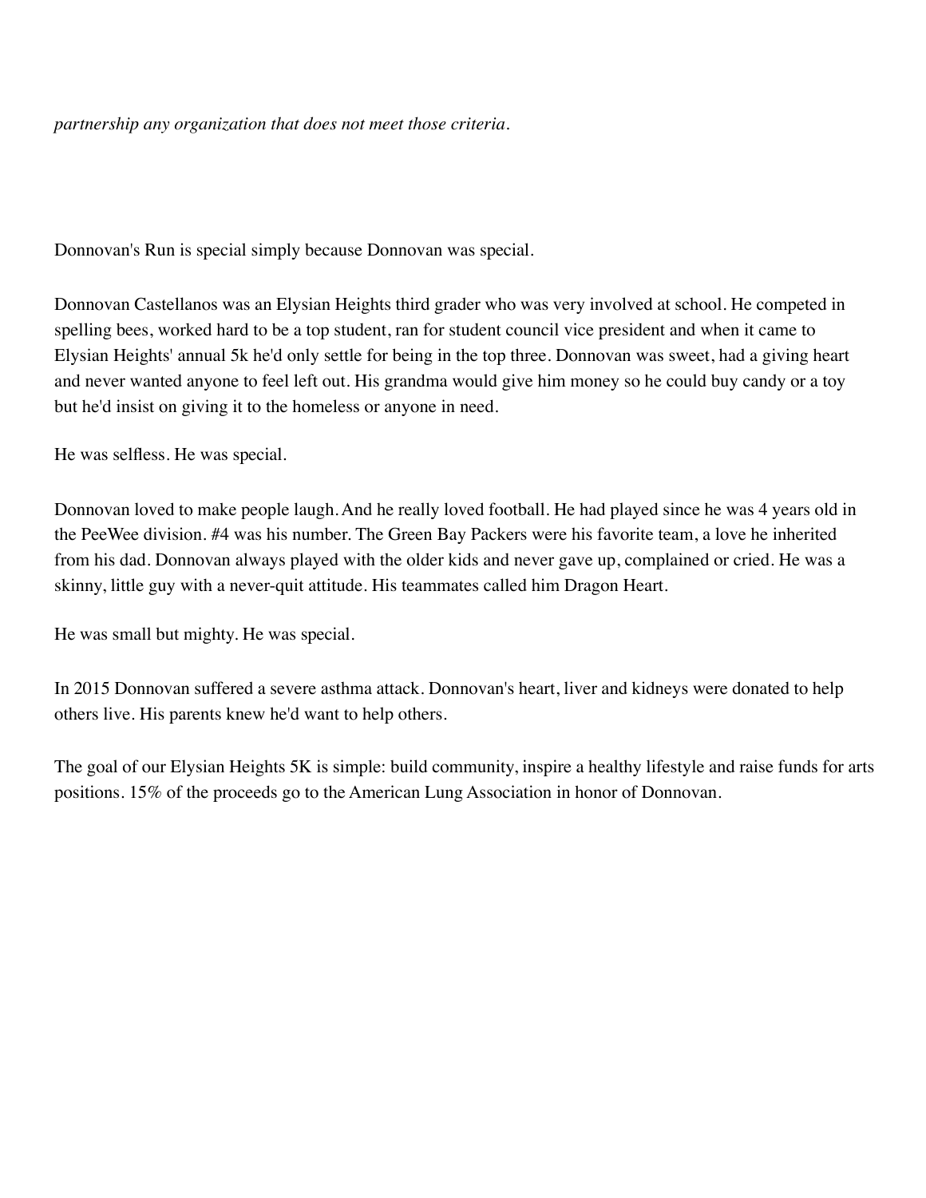*partnership any organization that does not meet those criteria.*

Donnovan's Run is special simply because Donnovan was special.

Donnovan Castellanos was an Elysian Heights third grader who was very involved at school. He competed in spelling bees, worked hard to be a top student, ran for student council vice president and when it came to Elysian Heights' annual 5k he'd only settle for being in the top three. Donnovan was sweet, had a giving heart and never wanted anyone to feel left out. His grandma would give him money so he could buy candy or a toy but he'd insist on giving it to the homeless or anyone in need.

He was selfless. He was special.

Donnovan loved to make people laugh. And he really loved football. He had played since he was 4 years old in the PeeWee division. #4 was his number. The Green Bay Packers were his favorite team, a love he inherited from his dad. Donnovan always played with the older kids and never gave up, complained or cried. He was a skinny, little guy with a never-quit attitude. His teammates called him Dragon Heart.

He was small but mighty. He was special.

In 2015 Donnovan suffered a severe asthma attack. Donnovan's heart, liver and kidneys were donated to help others live. His parents knew he'd want to help others.

The goal of our Elysian Heights 5K is simple: build community, inspire a healthy lifestyle and raise funds for arts positions. 15% of the proceeds go to the American Lung Association in honor of Donnovan.